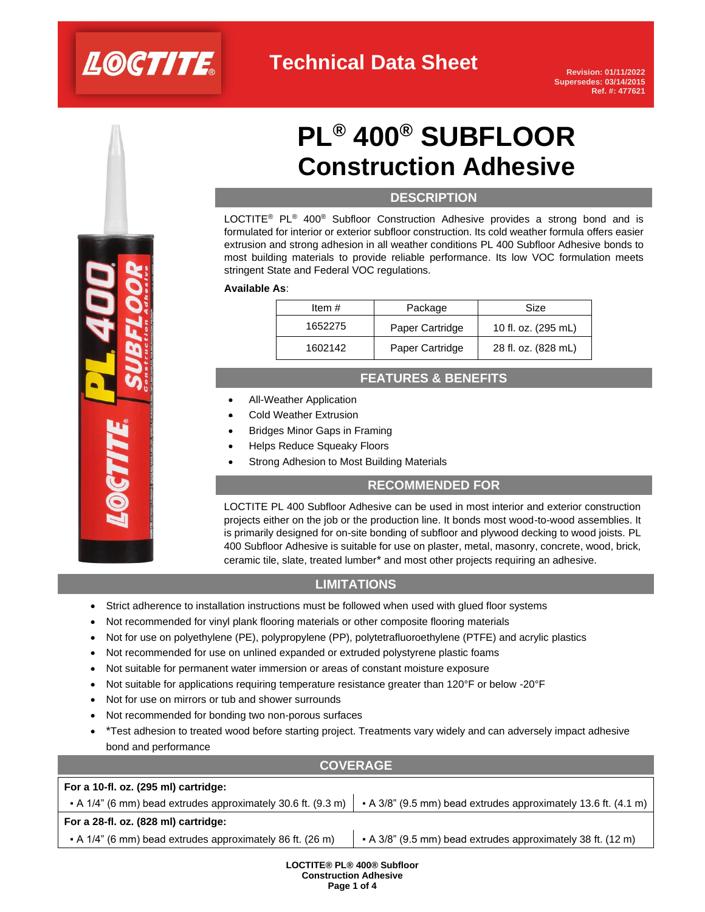# Technical Data Sheet

Revision: 01/11/2022
Supersedes: 03/14/2015
Ref. #: 477621

# PL® 400® SUBFLOOR Construction Adhesive

## DESCRIPTION

LOCTITE® PL® 400® Subfloor Construction Adhesive provides a strong bond and is formulated for interior or exterior subfloor construction. Its cold weather formula offers easier extrusion and strong adhesion in all weather conditions PL 400 Subfloor Adhesive bonds to most building materials to provide reliable performance. Its low VOC formulation meets stringent State and Federal VOC regulations.

**Available As**:

| Item # | Package | Size |
|---|---|---|
| 1652275 | Paper Cartridge | 10 fl. oz. (295 mL) |
| 1602142 | Paper Cartridge | 28 fl. oz. (828 mL) |

## FEATURES & BENEFITS

- All-Weather Application
- Cold Weather Extrusion
- Bridges Minor Gaps in Framing
- Helps Reduce Squeaky Floors
- Strong Adhesion to Most Building Materials

## RECOMMENDED FOR

LOCTITE PL 400 Subfloor Adhesive can be used in most interior and exterior construction projects either on the job or the production line. It bonds most wood-to-wood assemblies. It is primarily designed for on-site bonding of subfloor and plywood decking to wood joists. PL 400 Subfloor Adhesive is suitable for use on plaster, metal, masonry, concrete, wood, brick, ceramic tile, slate, treated lumber* and most other projects requiring an adhesive.

## LIMITATIONS

- Strict adherence to installation instructions must be followed when used with glued floor systems
- Not recommended for vinyl plank flooring materials or other composite flooring materials
- Not for use on polyethylene (PE), polypropylene (PP), polytetrafluoroethylene (PTFE) and acrylic plastics
- Not recommended for use on unlined expanded or extruded polystyrene plastic foams
- Not suitable for permanent water immersion or areas of constant moisture exposure
- Not suitable for applications requiring temperature resistance greater than 120°F or below -20°F
- Not for use on mirrors or tub and shower surrounds
- Not recommended for bonding two non-porous surfaces
- *Test adhesion to treated wood before starting project. Treatments vary widely and can adversely impact adhesive bond and performance

## COVERAGE

**For a 10-fl. oz. (295 ml) cartridge:**

- A 1/4" (6 mm) bead extrudes approximately 30.6 ft. (9.3 m)
- A 3/8" (9.5 mm) bead extrudes approximately 13.6 ft. (4.1 m)

**For a 28-fl. oz. (828 ml) cartridge:**

- A 1/4" (6 mm) bead extrudes approximately 86 ft. (26 m)
- A 3/8" (9.5 mm) bead extrudes approximately 38 ft. (12 m)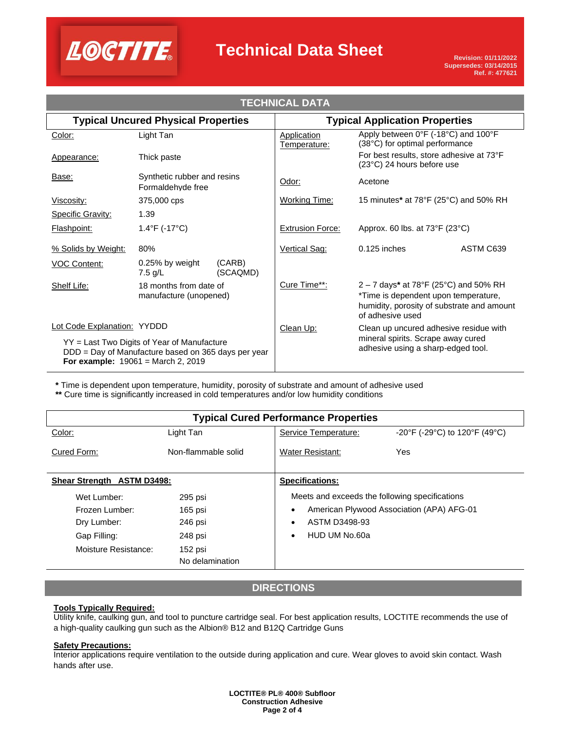Revision: 01/11/2022
Supersedes: 03/14/2015
Ref. #: 477621

## TECHNICAL DATA

| Typical Uncured Physical Properties | | Typical Application Properties | |
|---|---|---|---|
| Color: | Light Tan | Application Temperature: | Apply between 0°F (-18°C) and 100°F (38°C) for optimal performance |
| Appearance: | Thick paste | | For best results, store adhesive at 73°F (23°C) 24 hours before use |
| Base: | Synthetic rubber and resins Formaldehyde free | Odor: | Acetone |
| Viscosity: | 375,000 cps | Working Time: | 15 minutes* at 78°F (25°C) and 50% RH |
| Specific Gravity: | 1.39 | | |
| Flashpoint: | 1.4°F (-17°C) | Extrusion Force: | Approx. 60 lbs. at 73°F (23°C) |
| % Solids by Weight: | 80% | Vertical Sag: | 0.125 inches ASTM C639 |
| VOC Content: | 0.25% by weight (CARB) 7.5 g/L (SCAQMD) | | |
| Shelf Life: | 18 months from date of manufacture (unopened) | Cure Time**: | 2 – 7 days* at 78°F (25°C) and 50% RH *Time is dependent upon temperature, humidity, porosity of substrate and amount of adhesive used |
| Lot Code Explanation: | YYDDD | Clean Up: | Clean up uncured adhesive residue with mineral spirits. Scrape away cured adhesive using a sharp-edged tool. |

YY = Last Two Digits of Year of Manufacture
DDD = Day of Manufacture based on 365 days per year
**For example:** 19061 = March 2, 2019

**\*** Time is dependent upon temperature, humidity, porosity of substrate and amount of adhesive used
**\*\*** Cure time is significantly increased in cold temperatures and/or low humidity conditions

### Typical Cured Performance Properties

| | | | |
|---|---|---|---|
| Color: | Light Tan | Service Temperature: | -20°F (-29°C) to 120°F (49°C) |
| Cured Form: | Non-flammable solid | Water Resistant: | Yes |

**Shear Strength ASTM D3498:**

| | |
|---|---|
| Wet Lumber: | 295 psi |
| Frozen Lumber: | 165 psi |
| Dry Lumber: | 246 psi |
| Gap Filling: | 248 psi |
| Moisture Resistance: | 152 psi No delamination |

**Specifications:**

Meets and exceeds the following specifications

- American Plywood Association (APA) AFG-01
- ASTM D3498-93
- HUD UM No.60a

## DIRECTIONS

**Tools Typically Required:**
Utility knife, caulking gun, and tool to puncture cartridge seal. For best application results, LOCTITE recommends the use of a high-quality caulking gun such as the Albion® B12 and B12Q Cartridge Guns

**Safety Precautions:**
Interior applications require ventilation to the outside during application and cure. Wear gloves to avoid skin contact. Wash hands after use.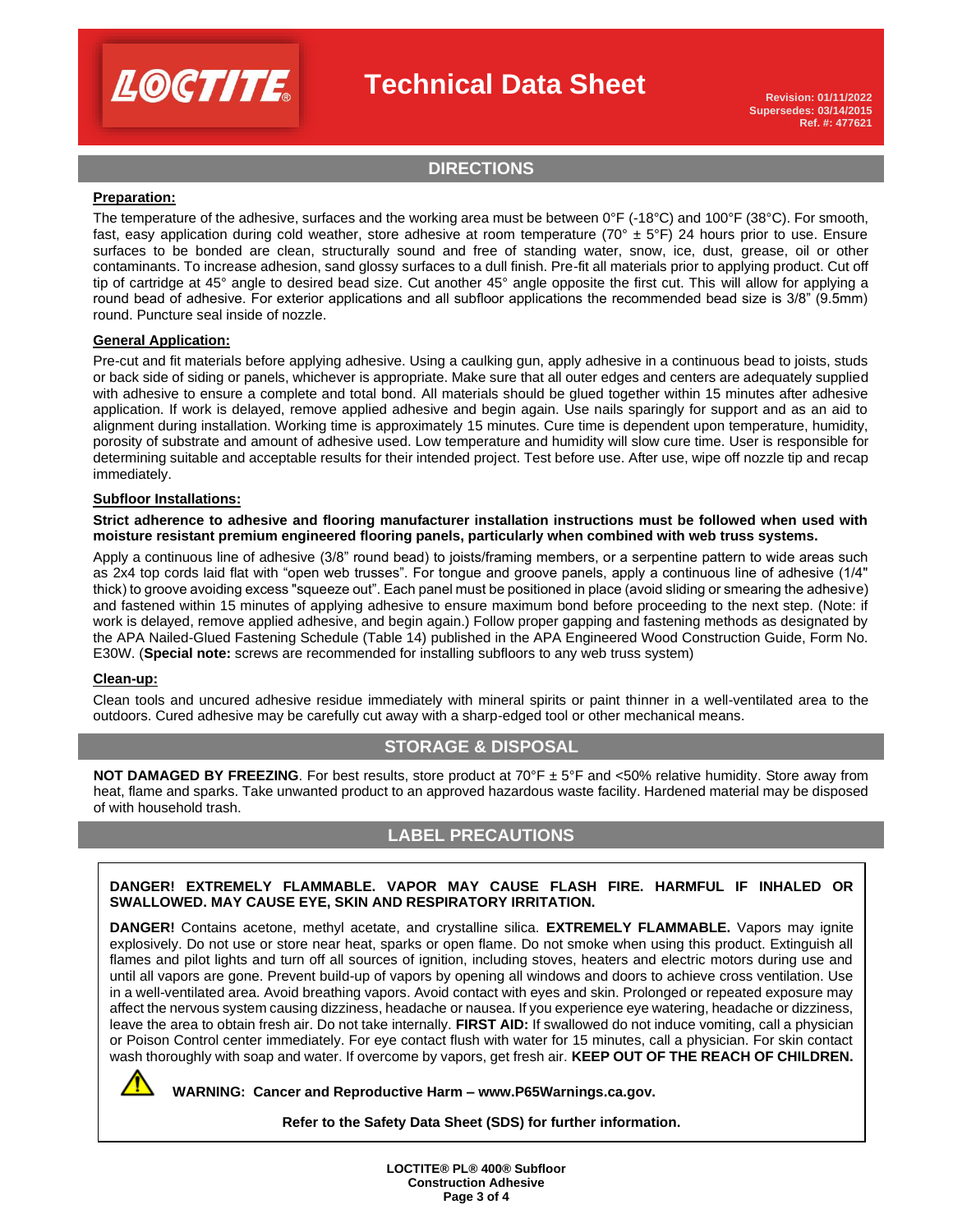## DIRECTIONS

**Preparation:**

The temperature of the adhesive, surfaces and the working area must be between 0°F (-18°C) and 100°F (38°C). For smooth, fast, easy application during cold weather, store adhesive at room temperature (70° ± 5°F) 24 hours prior to use. Ensure surfaces to be bonded are clean, structurally sound and free of standing water, snow, ice, dust, grease, oil or other contaminants. To increase adhesion, sand glossy surfaces to a dull finish. Pre-fit all materials prior to applying product. Cut off tip of cartridge at 45° angle to desired bead size. Cut another 45° angle opposite the first cut. This will allow for applying a round bead of adhesive. For exterior applications and all subfloor applications the recommended bead size is 3/8" (9.5mm) round. Puncture seal inside of nozzle.

**General Application:**

Pre-cut and fit materials before applying adhesive. Using a caulking gun, apply adhesive in a continuous bead to joists, studs or back side of siding or panels, whichever is appropriate. Make sure that all outer edges and centers are adequately supplied with adhesive to ensure a complete and total bond. All materials should be glued together within 15 minutes after adhesive application. If work is delayed, remove applied adhesive and begin again. Use nails sparingly for support and as an aid to alignment during installation. Working time is approximately 15 minutes. Cure time is dependent upon temperature, humidity, porosity of substrate and amount of adhesive used. Low temperature and humidity will slow cure time. User is responsible for determining suitable and acceptable results for their intended project. Test before use. After use, wipe off nozzle tip and recap immediately.

**Subfloor Installations:**

**Strict adherence to adhesive and flooring manufacturer installation instructions must be followed when used with moisture resistant premium engineered flooring panels, particularly when combined with web truss systems.**

Apply a continuous line of adhesive (3/8" round bead) to joists/framing members, or a serpentine pattern to wide areas such as 2x4 top cords laid flat with "open web trusses". For tongue and groove panels, apply a continuous line of adhesive (1/4" thick) to groove avoiding excess "squeeze out". Each panel must be positioned in place (avoid sliding or smearing the adhesive) and fastened within 15 minutes of applying adhesive to ensure maximum bond before proceeding to the next step. (Note: if work is delayed, remove applied adhesive, and begin again.) Follow proper gapping and fastening methods as designated by the APA Nailed-Glued Fastening Schedule (Table 14) published in the APA Engineered Wood Construction Guide, Form No. E30W. (**Special note:** screws are recommended for installing subfloors to any web truss system)

**Clean-up:**

Clean tools and uncured adhesive residue immediately with mineral spirits or paint thinner in a well-ventilated area to the outdoors. Cured adhesive may be carefully cut away with a sharp-edged tool or other mechanical means.

## STORAGE & DISPOSAL

**NOT DAMAGED BY FREEZING**. For best results, store product at 70°F ± 5°F and <50% relative humidity. Store away from heat, flame and sparks. Take unwanted product to an approved hazardous waste facility. Hardened material may be disposed of with household trash.

## LABEL PRECAUTIONS

**DANGER! EXTREMELY FLAMMABLE. VAPOR MAY CAUSE FLASH FIRE. HARMFUL IF INHALED OR SWALLOWED. MAY CAUSE EYE, SKIN AND RESPIRATORY IRRITATION.**

**DANGER!** Contains acetone, methyl acetate, and crystalline silica. **EXTREMELY FLAMMABLE.** Vapors may ignite explosively. Do not use or store near heat, sparks or open flame. Do not smoke when using this product. Extinguish all flames and pilot lights and turn off all sources of ignition, including stoves, heaters and electric motors during use and until all vapors are gone. Prevent build-up of vapors by opening all windows and doors to achieve cross ventilation. Use in a well-ventilated area. Avoid breathing vapors. Avoid contact with eyes and skin. Prolonged or repeated exposure may affect the nervous system causing dizziness, headache or nausea. If you experience eye watering, headache or dizziness, leave the area to obtain fresh air. Do not take internally. **FIRST AID:** If swallowed do not induce vomiting, call a physician or Poison Control center immediately. For eye contact flush with water for 15 minutes, call a physician. For skin contact wash thoroughly with soap and water. If overcome by vapors, get fresh air. **KEEP OUT OF THE REACH OF CHILDREN.**

**WARNING: Cancer and Reproductive Harm – www.P65Warnings.ca.gov.**

**Refer to the Safety Data Sheet (SDS) for further information.**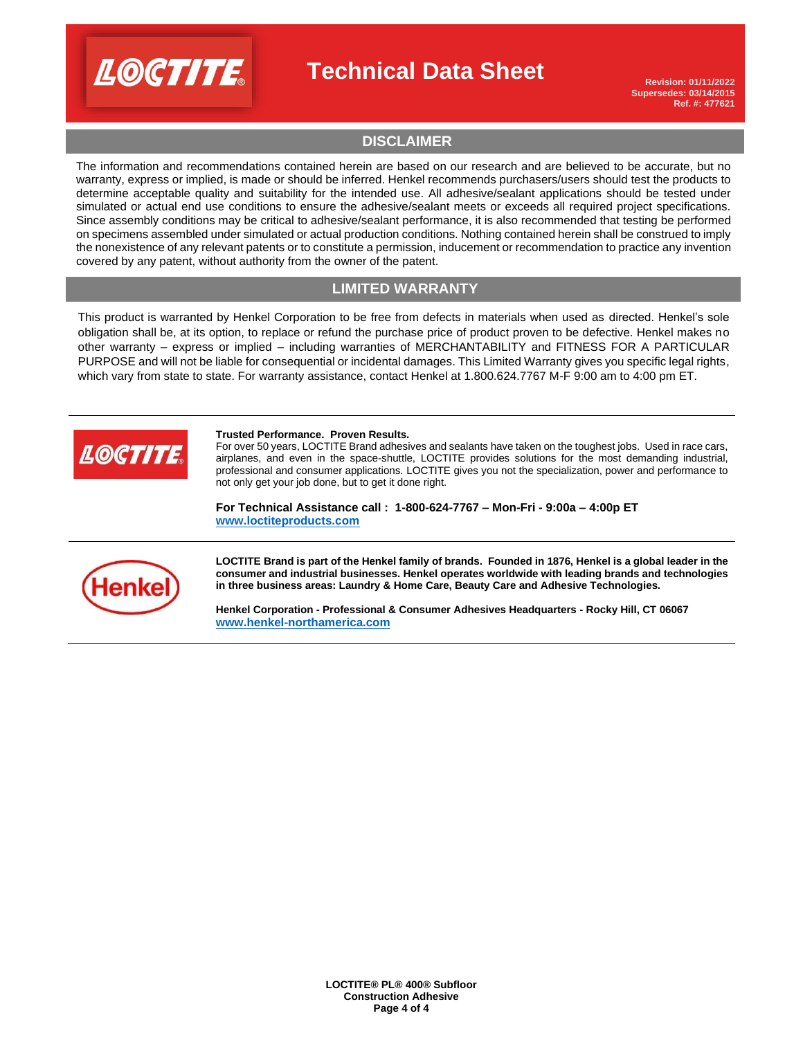## DISCLAIMER

The information and recommendations contained herein are based on our research and are believed to be accurate, but no warranty, express or implied, is made or should be inferred. Henkel recommends purchasers/users should test the products to determine acceptable quality and suitability for the intended use. All adhesive/sealant applications should be tested under simulated or actual end use conditions to ensure the adhesive/sealant meets or exceeds all required project specifications. Since assembly conditions may be critical to adhesive/sealant performance, it is also recommended that testing be performed on specimens assembled under simulated or actual production conditions. Nothing contained herein shall be construed to imply the nonexistence of any relevant patents or to constitute a permission, inducement or recommendation to practice any invention covered by any patent, without authority from the owner of the patent.

## LIMITED WARRANTY

This product is warranted by Henkel Corporation to be free from defects in materials when used as directed. Henkel's sole obligation shall be, at its option, to replace or refund the purchase price of product proven to be defective. Henkel makes no other warranty – express or implied – including warranties of MERCHANTABILITY and FITNESS FOR A PARTICULAR PURPOSE and will not be liable for consequential or incidental damages. This Limited Warranty gives you specific legal rights, which vary from state to state. For warranty assistance, contact Henkel at 1.800.624.7767 M-F 9:00 am to 4:00 pm ET.

**Trusted Performance. Proven Results.**
For over 50 years, LOCTITE Brand adhesives and sealants have taken on the toughest jobs. Used in race cars, airplanes, and even in the space-shuttle, LOCTITE provides solutions for the most demanding industrial, professional and consumer applications. LOCTITE gives you not the specialization, power and performance to not only get your job done, but to get it done right.

**For Technical Assistance call : 1-800-624-7767 – Mon-Fri - 9:00a – 4:00p ET**
www.loctiteproducts.com

**LOCTITE Brand is part of the Henkel family of brands. Founded in 1876, Henkel is a global leader in the consumer and industrial businesses. Henkel operates worldwide with leading brands and technologies in three business areas: Laundry & Home Care, Beauty Care and Adhesive Technologies.**

**Henkel Corporation - Professional & Consumer Adhesives Headquarters - Rocky Hill, CT 06067**
www.henkel-northamerica.com